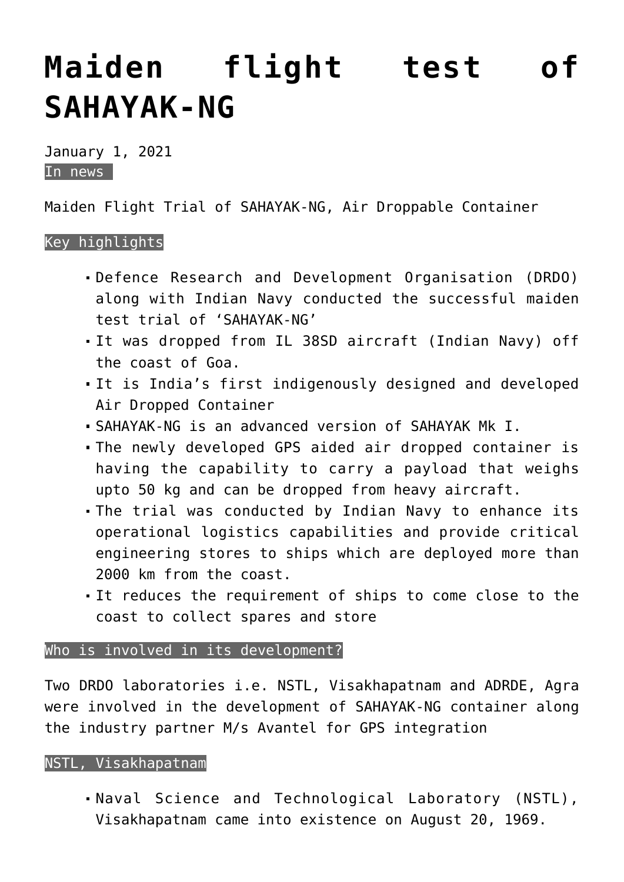# Maiden flight test of SAHAYAK-NG

January 1, 2021

In news

Maiden Flight Trial of SAHAYAK-NG, Air Droppable Container

Key highlights

- Defence Research and Development Organisation (DRDO) along with Indian Navy conducted the successful maiden test trial of 'SAHAYAK-NG'
- It was dropped from IL 38SD aircraft (Indian Navy) off the coast of Goa.
- It is India's first indigenously designed and developed Air Dropped Container
- SAHAYAK-NG is an advanced version of SAHAYAK Mk I.
- The newly developed GPS aided air dropped container is having the capability to carry a payload that weighs upto 50 kg and can be dropped from heavy aircraft.
- The trial was conducted by Indian Navy to enhance its operational logistics capabilities and provide critical engineering stores to ships which are deployed more than 2000 km from the coast.
- It reduces the requirement of ships to come close to the coast to collect spares and store

Who is involved in its development?

Two DRDO laboratories i.e. NSTL, Visakhapatnam and ADRDE, Agra were involved in the development of SAHAYAK-NG container along the industry partner M/s Avantel for GPS integration

NSTL, Visakhapatnam

- Naval Science and Technological Laboratory (NSTL), Visakhapatnam came into existence on August 20, 1969.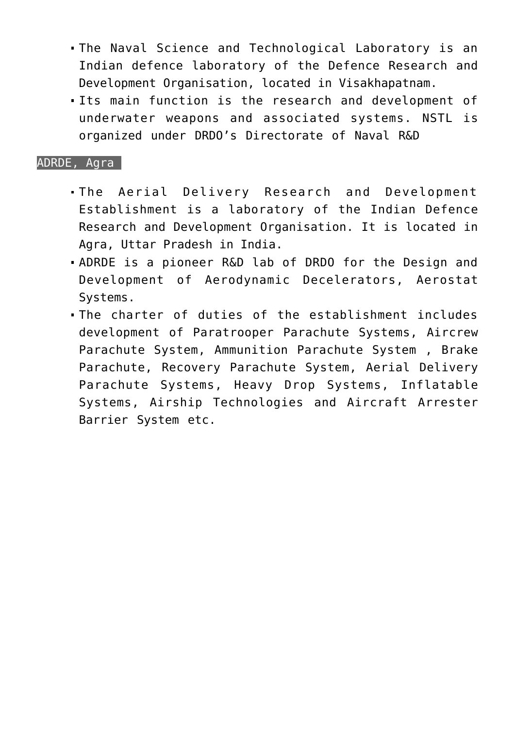- The Naval Science and Technological Laboratory is an Indian defence laboratory of the Defence Research and Development Organisation, located in Visakhapatnam.
- Its main function is the research and development of underwater weapons and associated systems. NSTL is organized under DRDO's Directorate of Naval R&D

### ADRDE, Agra

- The Aerial Delivery Research and Development Establishment is a laboratory of the Indian Defence Research and Development Organisation. It is located in Agra, Uttar Pradesh in India.
- ADRDE is a pioneer R&D lab of DRDO for the Design and Development of Aerodynamic Decelerators, Aerostat Systems.
- The charter of duties of the establishment includes development of Paratrooper Parachute Systems, Aircrew Parachute System, Ammunition Parachute System , Brake Parachute, Recovery Parachute System, Aerial Delivery Parachute Systems, Heavy Drop Systems, Inflatable Systems, Airship Technologies and Aircraft Arrester Barrier System etc.